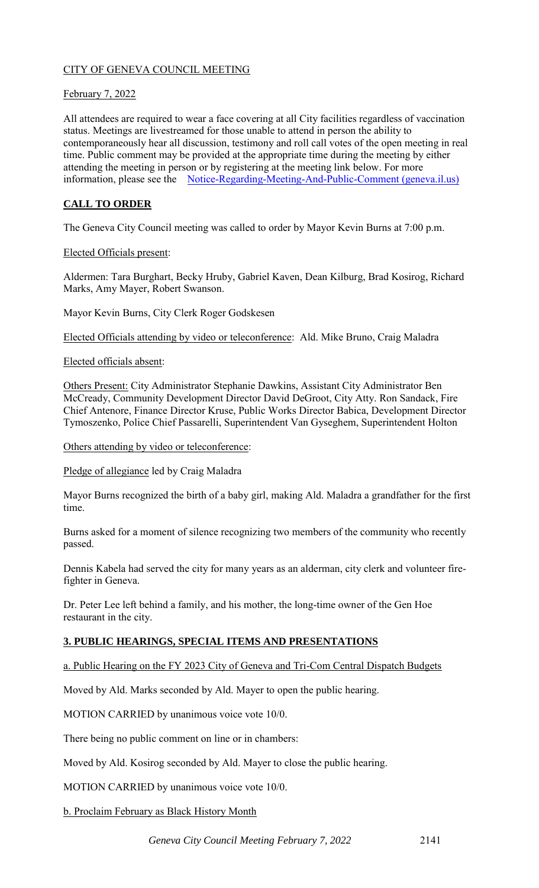CITY OF GENEVA COUNCIL MEETING

February 7, 2022

All attendees are required to wear a face covering at all City facilities regardless of vaccination status. Meetings are livestreamed for those unable to attend in person the ability to contemporaneously hear all discussion, testimony and roll call votes of the open meeting in real time. Public comment may be provided at the appropriate time during the meeting by either attending the meeting in person or by registering at the meeting link below. For more information, please see the Notice-Regarding-Meeting-And-Public-Comment (geneva.il.us)

## CALL TO ORDER

The Geneva City Council meeting was called to order by Mayor Kevin Burns at 7:00 p.m.

Elected Officials present:

Aldermen: Tara Burghart, Becky Hruby, Gabriel Kaven, Dean Kilburg, Brad Kosirog, Richard Marks, Amy Mayer, Robert Swanson.

Mayor Kevin Burns, City Clerk Roger Godskesen

Elected Officials attending by video or teleconference: Ald. Mike Bruno, Craig Maladra

Elected officials absent:

Others Present: City Administrator Stephanie Dawkins, Assistant City Administrator Ben McCready, Community Development Director David DeGroot, City Atty. Ron Sandack, Fire Chief Antenore, Finance Director Kruse, Public Works Director Babica, Development Director Tymoszenko, Police Chief Passarelli, Superintendent Van Gyseghem, Superintendent Holton

Others attending by video or teleconference:

Pledge of allegiance led by Craig Maladra

Mayor Burns recognized the birth of a baby girl, making Ald. Maladra a grandfather for the first time.

Burns asked for a moment of silence recognizing two members of the community who recently passed.

Dennis Kabela had served the city for many years as an alderman, city clerk and volunteer fire-fighter in Geneva.

Dr. Peter Lee left behind a family, and his mother, the long-time owner of the Gen Hoe restaurant in the city.

## 3. PUBLIC HEARINGS, SPECIAL ITEMS AND PRESENTATIONS

a. Public Hearing on the FY 2023 City of Geneva and Tri-Com Central Dispatch Budgets

Moved by Ald. Marks seconded by Ald. Mayer to open the public hearing.

MOTION CARRIED by unanimous voice vote 10/0.

There being no public comment on line or in chambers:

Moved by Ald. Kosirog seconded by Ald. Mayer to close the public hearing.

MOTION CARRIED by unanimous voice vote 10/0.

b. Proclaim February as Black History Month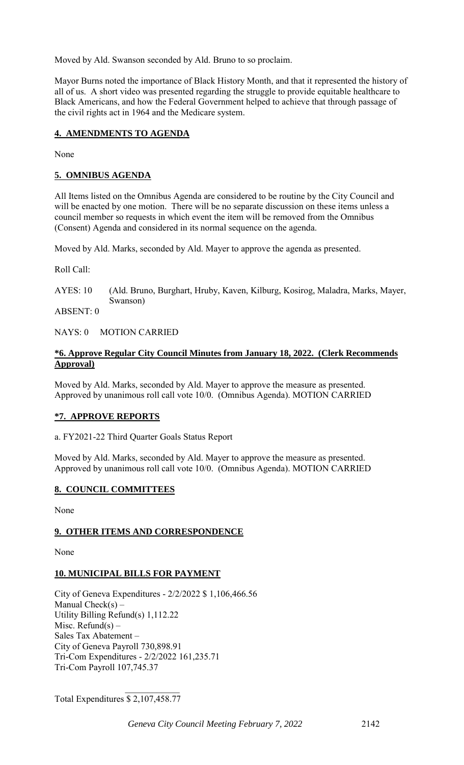Moved by Ald. Swanson seconded by Ald. Bruno to so proclaim.

Mayor Burns noted the importance of Black History Month, and that it represented the history of all of us. A short video was presented regarding the struggle to provide equitable healthcare to Black Americans, and how the Federal Government helped to achieve that through passage of the civil rights act in 1964 and the Medicare system.

## 4. AMENDMENTS TO AGENDA

None

## 5. OMNIBUS AGENDA

All Items listed on the Omnibus Agenda are considered to be routine by the City Council and will be enacted by one motion. There will be no separate discussion on these items unless a council member so requests in which event the item will be removed from the Omnibus (Consent) Agenda and considered in its normal sequence on the agenda.

Moved by Ald. Marks, seconded by Ald. Mayer to approve the agenda as presented.

Roll Call:

AYES: 10 (Ald. Bruno, Burghart, Hruby, Kaven, Kilburg, Kosirog, Maladra, Marks, Mayer, Swanson)

ABSENT: 0

NAYS: 0 MOTION CARRIED

## *6. Approve Regular City Council Minutes from January 18, 2022. (Clerk Recommends Approval)

Moved by Ald. Marks, seconded by Ald. Mayer to approve the measure as presented. Approved by unanimous roll call vote 10/0. (Omnibus Agenda). MOTION CARRIED

## *7. APPROVE REPORTS

a. FY2021-22 Third Quarter Goals Status Report

Moved by Ald. Marks, seconded by Ald. Mayer to approve the measure as presented. Approved by unanimous roll call vote 10/0. (Omnibus Agenda). MOTION CARRIED

## 8. COUNCIL COMMITTEES

None

## 9. OTHER ITEMS AND CORRESPONDENCE

None

## 10. MUNICIPAL BILLS FOR PAYMENT

City of Geneva Expenditures - 2/2/2022 $ 1,106,466.56
Manual Check(s) –
Utility Billing Refund(s) 1,112.22
Misc. Refund(s) –
Sales Tax Abatement –
City of Geneva Payroll 730,898.91
Tri-Com Expenditures - 2/2/2022 161,235.71
Tri-Com Payroll 107,745.37

Total Expenditures $ 2,107,458.77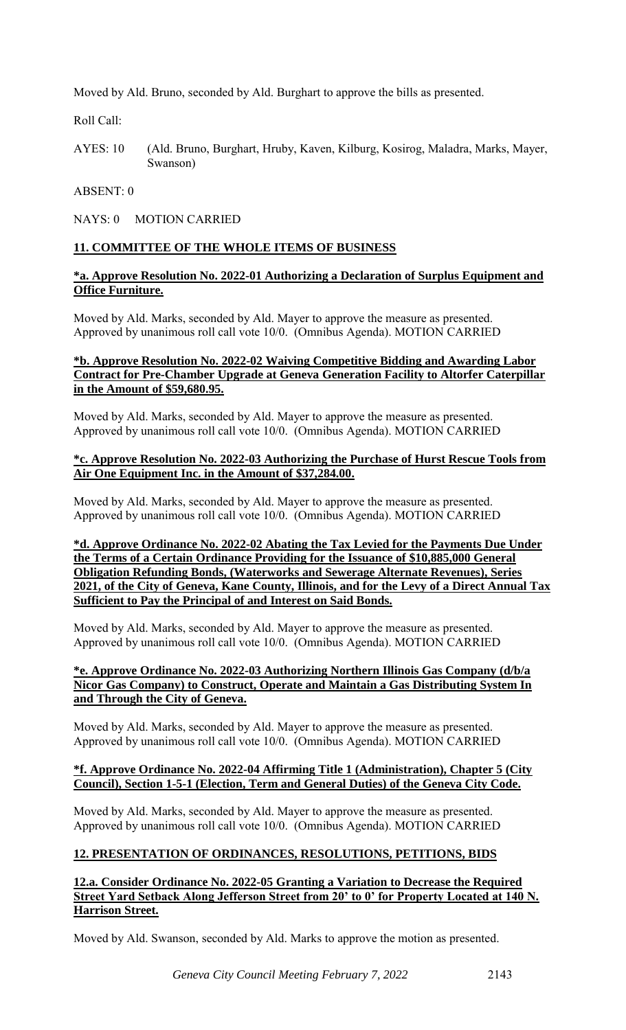Moved by Ald. Bruno, seconded by Ald. Burghart to approve the bills as presented.

Roll Call:

AYES: 10 (Ald. Bruno, Burghart, Hruby, Kaven, Kilburg, Kosirog, Maladra, Marks, Mayer, Swanson)

ABSENT: 0

NAYS: 0 MOTION CARRIED

## 11. COMMITTEE OF THE WHOLE ITEMS OF BUSINESS

**\*a. Approve Resolution No. 2022-01 Authorizing a Declaration of Surplus Equipment and Office Furniture.**

Moved by Ald. Marks, seconded by Ald. Mayer to approve the measure as presented. Approved by unanimous roll call vote 10/0. (Omnibus Agenda). MOTION CARRIED

**\*b. Approve Resolution No. 2022-02 Waiving Competitive Bidding and Awarding Labor Contract for Pre-Chamber Upgrade at Geneva Generation Facility to Altorfer Caterpillar in the Amount of $59,680.95.**

Moved by Ald. Marks, seconded by Ald. Mayer to approve the measure as presented. Approved by unanimous roll call vote 10/0. (Omnibus Agenda). MOTION CARRIED

**\*c. Approve Resolution No. 2022-03 Authorizing the Purchase of Hurst Rescue Tools from Air One Equipment Inc. in the Amount of $37,284.00.**

Moved by Ald. Marks, seconded by Ald. Mayer to approve the measure as presented. Approved by unanimous roll call vote 10/0. (Omnibus Agenda). MOTION CARRIED

**\*d. Approve Ordinance No. 2022-02 Abating the Tax Levied for the Payments Due Under the Terms of a Certain Ordinance Providing for the Issuance of $10,885,000 General Obligation Refunding Bonds, (Waterworks and Sewerage Alternate Revenues), Series 2021, of the City of Geneva, Kane County, Illinois, and for the Levy of a Direct Annual Tax Sufficient to Pay the Principal of and Interest on Said Bonds.**

Moved by Ald. Marks, seconded by Ald. Mayer to approve the measure as presented. Approved by unanimous roll call vote 10/0. (Omnibus Agenda). MOTION CARRIED

**\*e. Approve Ordinance No. 2022-03 Authorizing Northern Illinois Gas Company (d/b/a Nicor Gas Company) to Construct, Operate and Maintain a Gas Distributing System In and Through the City of Geneva.**

Moved by Ald. Marks, seconded by Ald. Mayer to approve the measure as presented. Approved by unanimous roll call vote 10/0. (Omnibus Agenda). MOTION CARRIED

**\*f. Approve Ordinance No. 2022-04 Affirming Title 1 (Administration), Chapter 5 (City Council), Section 1-5-1 (Election, Term and General Duties) of the Geneva City Code.**

Moved by Ald. Marks, seconded by Ald. Mayer to approve the measure as presented. Approved by unanimous roll call vote 10/0. (Omnibus Agenda). MOTION CARRIED

## 12. PRESENTATION OF ORDINANCES, RESOLUTIONS, PETITIONS, BIDS

**12.a. Consider Ordinance No. 2022-05 Granting a Variation to Decrease the Required Street Yard Setback Along Jefferson Street from 20' to 0' for Property Located at 140 N. Harrison Street.**

Moved by Ald. Swanson, seconded by Ald. Marks to approve the motion as presented.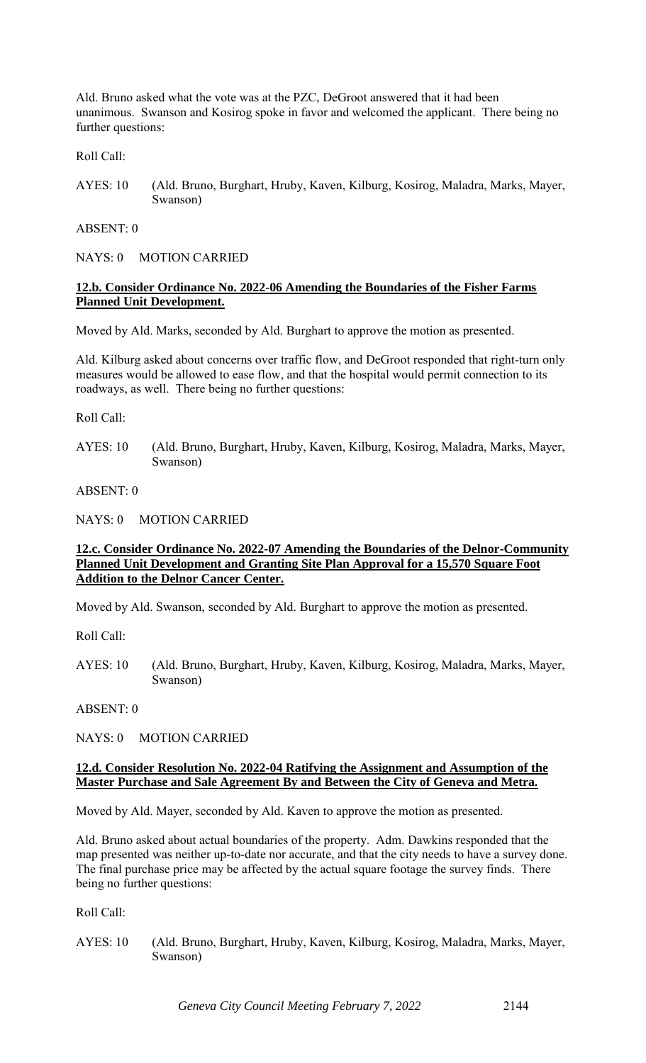Ald. Bruno asked what the vote was at the PZC, DeGroot answered that it had been unanimous. Swanson and Kosirog spoke in favor and welcomed the applicant. There being no further questions:

Roll Call:

AYES: 10 (Ald. Bruno, Burghart, Hruby, Kaven, Kilburg, Kosirog, Maladra, Marks, Mayer, Swanson)

ABSENT: 0

NAYS: 0 MOTION CARRIED

**12.b. Consider Ordinance No. 2022-06 Amending the Boundaries of the Fisher Farms Planned Unit Development.**

Moved by Ald. Marks, seconded by Ald. Burghart to approve the motion as presented.

Ald. Kilburg asked about concerns over traffic flow, and DeGroot responded that right-turn only measures would be allowed to ease flow, and that the hospital would permit connection to its roadways, as well. There being no further questions:

Roll Call:

AYES: 10 (Ald. Bruno, Burghart, Hruby, Kaven, Kilburg, Kosirog, Maladra, Marks, Mayer, Swanson)

ABSENT: 0

NAYS: 0 MOTION CARRIED

**12.c. Consider Ordinance No. 2022-07 Amending the Boundaries of the Delnor-Community Planned Unit Development and Granting Site Plan Approval for a 15,570 Square Foot Addition to the Delnor Cancer Center.**

Moved by Ald. Swanson, seconded by Ald. Burghart to approve the motion as presented.

Roll Call:

AYES: 10 (Ald. Bruno, Burghart, Hruby, Kaven, Kilburg, Kosirog, Maladra, Marks, Mayer, Swanson)

ABSENT: 0

NAYS: 0 MOTION CARRIED

**12.d. Consider Resolution No. 2022-04 Ratifying the Assignment and Assumption of the Master Purchase and Sale Agreement By and Between the City of Geneva and Metra.**

Moved by Ald. Mayer, seconded by Ald. Kaven to approve the motion as presented.

Ald. Bruno asked about actual boundaries of the property. Adm. Dawkins responded that the map presented was neither up-to-date nor accurate, and that the city needs to have a survey done. The final purchase price may be affected by the actual square footage the survey finds. There being no further questions:

Roll Call:

AYES: 10 (Ald. Bruno, Burghart, Hruby, Kaven, Kilburg, Kosirog, Maladra, Marks, Mayer, Swanson)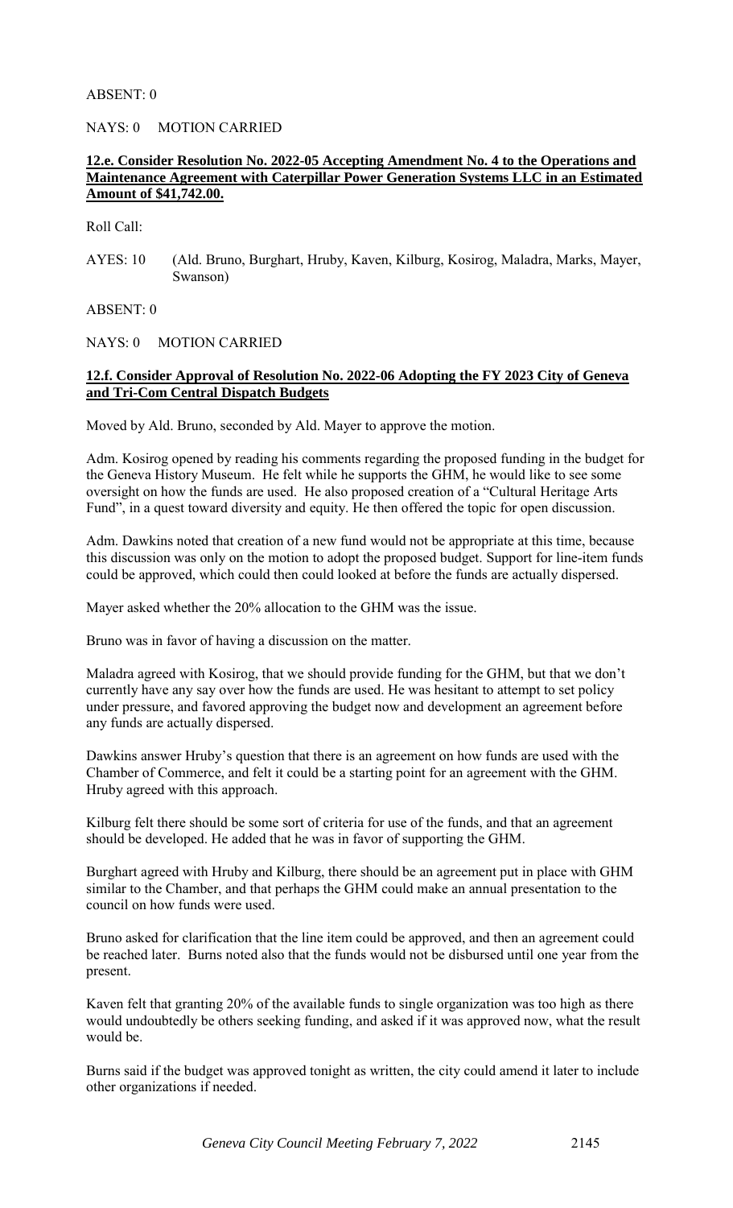ABSENT: 0

NAYS: 0 MOTION CARRIED

**12.e. Consider Resolution No. 2022-05 Accepting Amendment No. 4 to the Operations and Maintenance Agreement with Caterpillar Power Generation Systems LLC in an Estimated Amount of $41,742.00.**

Roll Call:

AYES: 10 (Ald. Bruno, Burghart, Hruby, Kaven, Kilburg, Kosirog, Maladra, Marks, Mayer, Swanson)

ABSENT: 0

NAYS: 0 MOTION CARRIED

**12.f. Consider Approval of Resolution No. 2022-06 Adopting the FY 2023 City of Geneva and Tri-Com Central Dispatch Budgets**

Moved by Ald. Bruno, seconded by Ald. Mayer to approve the motion.

Adm. Kosirog opened by reading his comments regarding the proposed funding in the budget for the Geneva History Museum. He felt while he supports the GHM, he would like to see some oversight on how the funds are used. He also proposed creation of a "Cultural Heritage Arts Fund", in a quest toward diversity and equity. He then offered the topic for open discussion.

Adm. Dawkins noted that creation of a new fund would not be appropriate at this time, because this discussion was only on the motion to adopt the proposed budget. Support for line-item funds could be approved, which could then could looked at before the funds are actually dispersed.

Mayer asked whether the 20% allocation to the GHM was the issue.

Bruno was in favor of having a discussion on the matter.

Maladra agreed with Kosirog, that we should provide funding for the GHM, but that we don't currently have any say over how the funds are used. He was hesitant to attempt to set policy under pressure, and favored approving the budget now and development an agreement before any funds are actually dispersed.

Dawkins answer Hruby's question that there is an agreement on how funds are used with the Chamber of Commerce, and felt it could be a starting point for an agreement with the GHM. Hruby agreed with this approach.

Kilburg felt there should be some sort of criteria for use of the funds, and that an agreement should be developed. He added that he was in favor of supporting the GHM.

Burghart agreed with Hruby and Kilburg, there should be an agreement put in place with GHM similar to the Chamber, and that perhaps the GHM could make an annual presentation to the council on how funds were used.

Bruno asked for clarification that the line item could be approved, and then an agreement could be reached later. Burns noted also that the funds would not be disbursed until one year from the present.

Kaven felt that granting 20% of the available funds to single organization was too high as there would undoubtedly be others seeking funding, and asked if it was approved now, what the result would be.

Burns said if the budget was approved tonight as written, the city could amend it later to include other organizations if needed.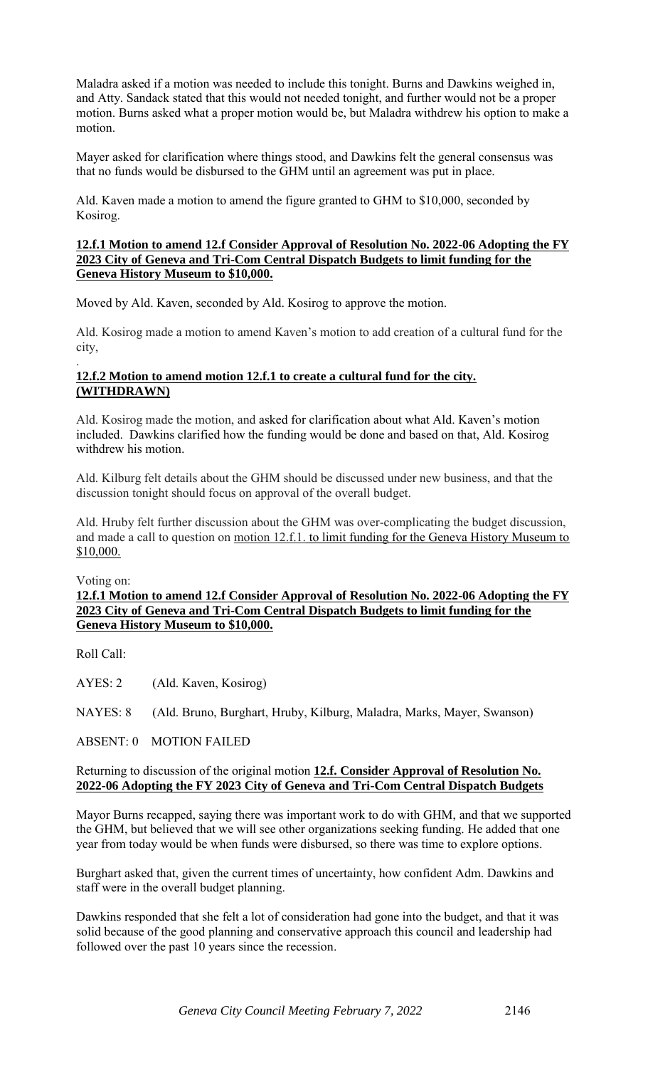Maladra asked if a motion was needed to include this tonight. Burns and Dawkins weighed in, and Atty. Sandack stated that this would not needed tonight, and further would not be a proper motion. Burns asked what a proper motion would be, but Maladra withdrew his option to make a motion.

Mayer asked for clarification where things stood, and Dawkins felt the general consensus was that no funds would be disbursed to the GHM until an agreement was put in place.

Ald. Kaven made a motion to amend the figure granted to GHM to $10,000, seconded by Kosirog.

**12.f.1 Motion to amend 12.f Consider Approval of Resolution No. 2022-06 Adopting the FY 2023 City of Geneva and Tri-Com Central Dispatch Budgets to limit funding for the Geneva History Museum to $10,000.**

Moved by Ald. Kaven, seconded by Ald. Kosirog to approve the motion.

Ald. Kosirog made a motion to amend Kaven's motion to add creation of a cultural fund for the city,

.

**12.f.2 Motion to amend motion 12.f.1 to create a cultural fund for the city. (WITHDRAWN)**

Ald. Kosirog made the motion, and asked for clarification about what Ald. Kaven's motion included. Dawkins clarified how the funding would be done and based on that, Ald. Kosirog withdrew his motion.

Ald. Kilburg felt details about the GHM should be discussed under new business, and that the discussion tonight should focus on approval of the overall budget.

Ald. Hruby felt further discussion about the GHM was over-complicating the budget discussion, and made a call to question on motion 12.f.1. to limit funding for the Geneva History Museum to $10,000.

Voting on:

**12.f.1 Motion to amend 12.f Consider Approval of Resolution No. 2022-06 Adopting the FY 2023 City of Geneva and Tri-Com Central Dispatch Budgets to limit funding for the Geneva History Museum to $10,000.**

Roll Call:

AYES: 2 (Ald. Kaven, Kosirog)

NAYES: 8 (Ald. Bruno, Burghart, Hruby, Kilburg, Maladra, Marks, Mayer, Swanson)

ABSENT: 0 MOTION FAILED

Returning to discussion of the original motion **12.f. Consider Approval of Resolution No. 2022-06 Adopting the FY 2023 City of Geneva and Tri-Com Central Dispatch Budgets**

Mayor Burns recapped, saying there was important work to do with GHM, and that we supported the GHM, but believed that we will see other organizations seeking funding. He added that one year from today would be when funds were disbursed, so there was time to explore options.

Burghart asked that, given the current times of uncertainty, how confident Adm. Dawkins and staff were in the overall budget planning.

Dawkins responded that she felt a lot of consideration had gone into the budget, and that it was solid because of the good planning and conservative approach this council and leadership had followed over the past 10 years since the recession.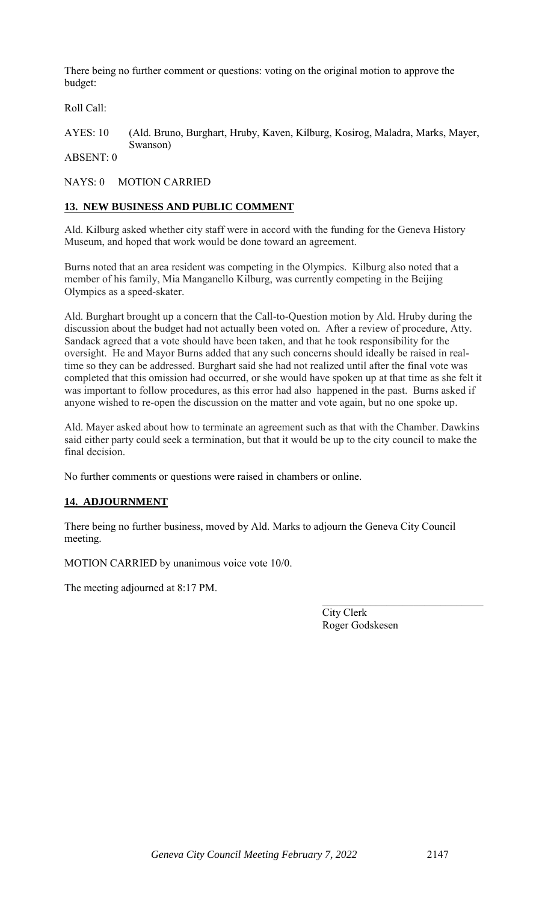There being no further comment or questions: voting on the original motion to approve the budget:

Roll Call:

AYES: 10 (Ald. Bruno, Burghart, Hruby, Kaven, Kilburg, Kosirog, Maladra, Marks, Mayer, Swanson)

ABSENT: 0

NAYS: 0 MOTION CARRIED

## 13. NEW BUSINESS AND PUBLIC COMMENT

Ald. Kilburg asked whether city staff were in accord with the funding for the Geneva History Museum, and hoped that work would be done toward an agreement.

Burns noted that an area resident was competing in the Olympics. Kilburg also noted that a member of his family, Mia Manganello Kilburg, was currently competing in the Beijing Olympics as a speed-skater.

Ald. Burghart brought up a concern that the Call-to-Question motion by Ald. Hruby during the discussion about the budget had not actually been voted on. After a review of procedure, Atty. Sandack agreed that a vote should have been taken, and that he took responsibility for the oversight. He and Mayor Burns added that any such concerns should ideally be raised in real-time so they can be addressed. Burghart said she had not realized until after the final vote was completed that this omission had occurred, or she would have spoken up at that time as she felt it was important to follow procedures, as this error had also happened in the past. Burns asked if anyone wished to re-open the discussion on the matter and vote again, but no one spoke up.

Ald. Mayer asked about how to terminate an agreement such as that with the Chamber. Dawkins said either party could seek a termination, but that it would be up to the city council to make the final decision.

No further comments or questions were raised in chambers or online.

## 14. ADJOURNMENT

There being no further business, moved by Ald. Marks to adjourn the Geneva City Council meeting.

MOTION CARRIED by unanimous voice vote 10/0.

The meeting adjourned at 8:17 PM.

\_\_\_\_\_\_\_\_\_\_\_\_\_\_\_\_\_\_\_\_\_\_\_\_\_\_\_\_\_\_

City Clerk
Roger Godskesen